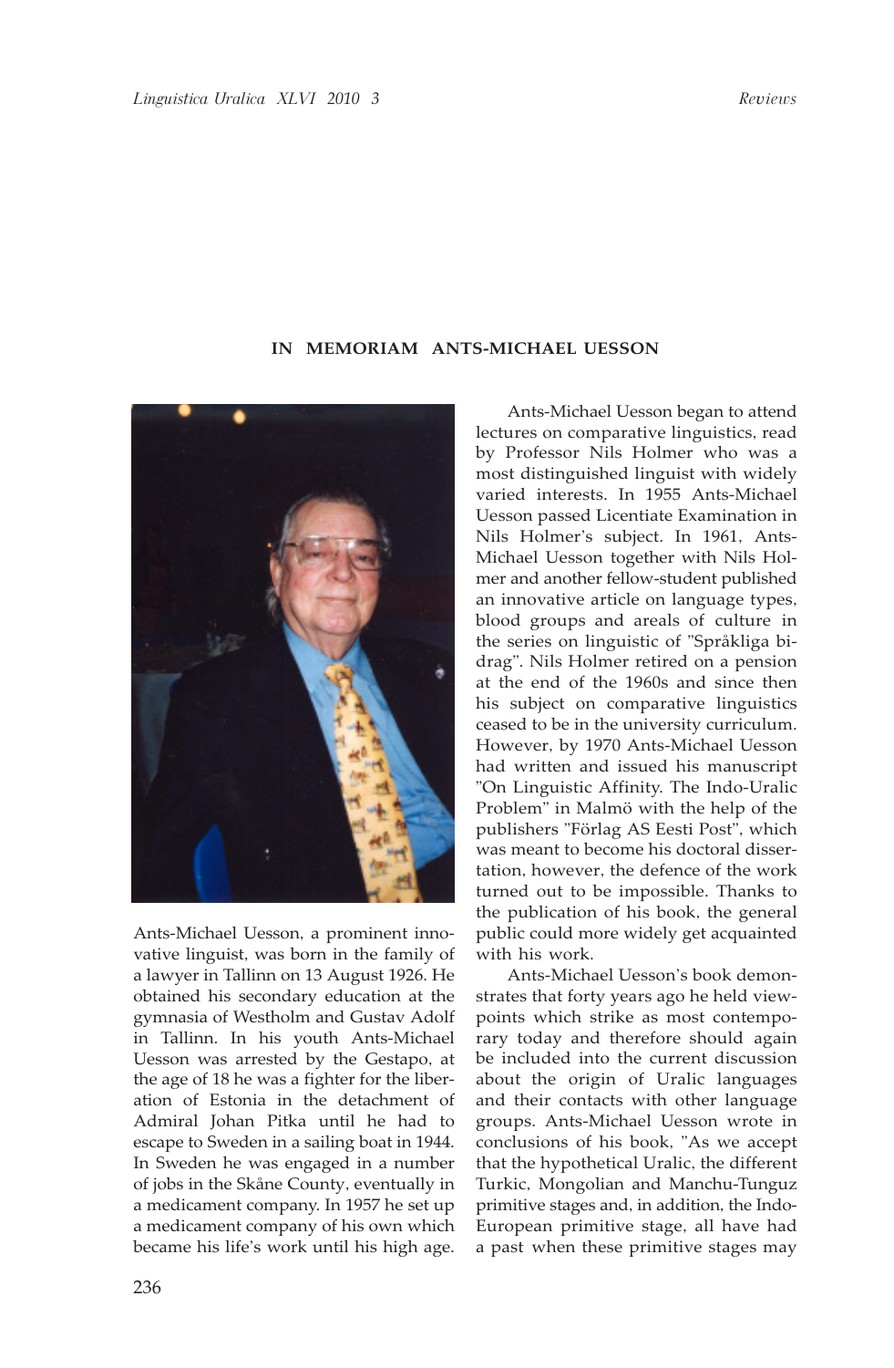## IN MEMORIAM ANTS-MICHAEL UESSON

Ants-Michael Uesson, a prominent innovative linguist, was born in the family of a lawyer in Tallinn on 13 August 1926. He obtained his secondary education at the gymnasia of Westholm and Gustav Adolf in Tallinn. In his youth Ants-Michael Uesson was arrested by the Gestapo, at the age of 18 he was a fighter for the liberation of Estonia in the detachment of Admiral Johan Pitka until he had to escape to Sweden in a sailing boat in 1944. In Sweden he was engaged in a number of jobs in the Skåne County, eventually in a medicament company. In 1957 he set up a medicament company of his own which became his life's work until his high age.

Ants-Michael Uesson began to attend lectures on comparative linguistics, read by Professor Nils Holmer who was a most distinguished linguist with widely varied interests. In 1955 Ants-Michael Uesson passed Licentiate Examination in Nils Holmer's subject. In 1961, Ants-Michael Uesson together with Nils Holmer and another fellow-student published an innovative article on language types, blood groups and areals of culture in the series on linguistic of "Språkliga bidrag". Nils Holmer retired on a pension at the end of the 1960s and since then his subject on comparative linguistics ceased to be in the university curriculum. However, by 1970 Ants-Michael Uesson had written and issued his manuscript "On Linguistic Affinity. The Indo-Uralic Problem" in Malmö with the help of the publishers "Förlag AS Eesti Post", which was meant to become his doctoral dissertation, however, the defence of the work turned out to be impossible. Thanks to the publication of his book, the general public could more widely get acquainted with his work.

Ants-Michael Uesson's book demonstrates that forty years ago he held viewpoints which strike as most contemporary today and therefore should again be included into the current discussion about the origin of Uralic languages and their contacts with other language groups. Ants-Michael Uesson wrote in conclusions of his book, "As we accept that the hypothetical Uralic, the different Turkic, Mongolian and Manchu-Tunguz primitive stages and, in addition, the Indo-European primitive stage, all have had a past when these primitive stages may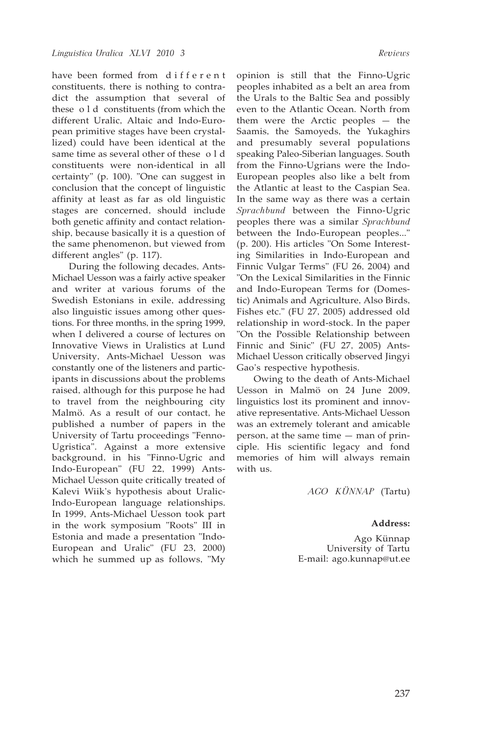have been formed from d i f f e r e n t constituents, there is nothing to contradict the assumption that several of these o l d constituents (from which the different Uralic, Altaic and Indo-European primitive stages have been crystallized) could have been identical at the same time as several other of these o l d constituents were non-identical in all certainty" (p. 100). "One can suggest in conclusion that the concept of linguistic affinity at least as far as old linguistic stages are concerned, should include both genetic affinity and contact relationship, because basically it is a question of the same phenomenon, but viewed from different angles" (p. 117).

During the following decades, Ants-Michael Uesson was a fairly active speaker and writer at various forums of the Swedish Estonians in exile, addressing also linguistic issues among other questions. For three months, in the spring 1999, when I delivered a course of lectures on Innovative Views in Uralistics at Lund University, Ants-Michael Uesson was constantly one of the listeners and participants in discussions about the problems raised, although for this purpose he had to travel from the neighbouring city Malmö. As a result of our contact, he published a number of papers in the University of Tartu proceedings "Fenno-Ugristica". Against a more extensive background, in his "Finno-Ugric and Indo-European" (FU 22, 1999) Ants-Michael Uesson quite critically treated of Kalevi Wiik's hypothesis about Uralic-Indo-European language relationships. In 1999, Ants-Michael Uesson took part in the work symposium "Roots" III in Estonia and made a presentation "Indo-European and Uralic" (FU 23, 2000) which he summed up as follows, "My opinion is still that the Finno-Ugric peoples inhabited as a belt an area from the Urals to the Baltic Sea and possibly even to the Atlantic Ocean. North from them were the Arctic peoples — the Saamis, the Samoyeds, the Yukaghirs and presumably several populations speaking Paleo-Siberian languages. South from the Finno-Ugrians were the Indo-European peoples also like a belt from the Atlantic at least to the Caspian Sea. In the same way as there was a certain *Sprachbund* between the Finno-Ugric peoples there was a similar *Sprachbund* between the Indo-European peoples..." (p. 200). His articles "On Some Interesting Similarities in Indo-European and Finnic Vulgar Terms" (FU 26, 2004) and "On the Lexical Similarities in the Finnic and Indo-European Terms for (Domestic) Animals and Agriculture, Also Birds, Fishes etc." (FU 27, 2005) addressed old relationship in word-stock. In the paper "On the Possible Relationship between Finnic and Sinic" (FU 27, 2005) Ants-Michael Uesson critically observed Jingyi Gao's respective hypothesis.

Owing to the death of Ants-Michael Uesson in Malmö on 24 June 2009, linguistics lost its prominent and innovative representative. Ants-Michael Uesson was an extremely tolerant and amicable person, at the same time — man of principle. His scientific legacy and fond memories of him will always remain with us.

*AGO KÜNNAP* (Tartu)

**Address:**

Ago Künnap
University of Tartu
E-mail: ago.kunnap@ut.ee